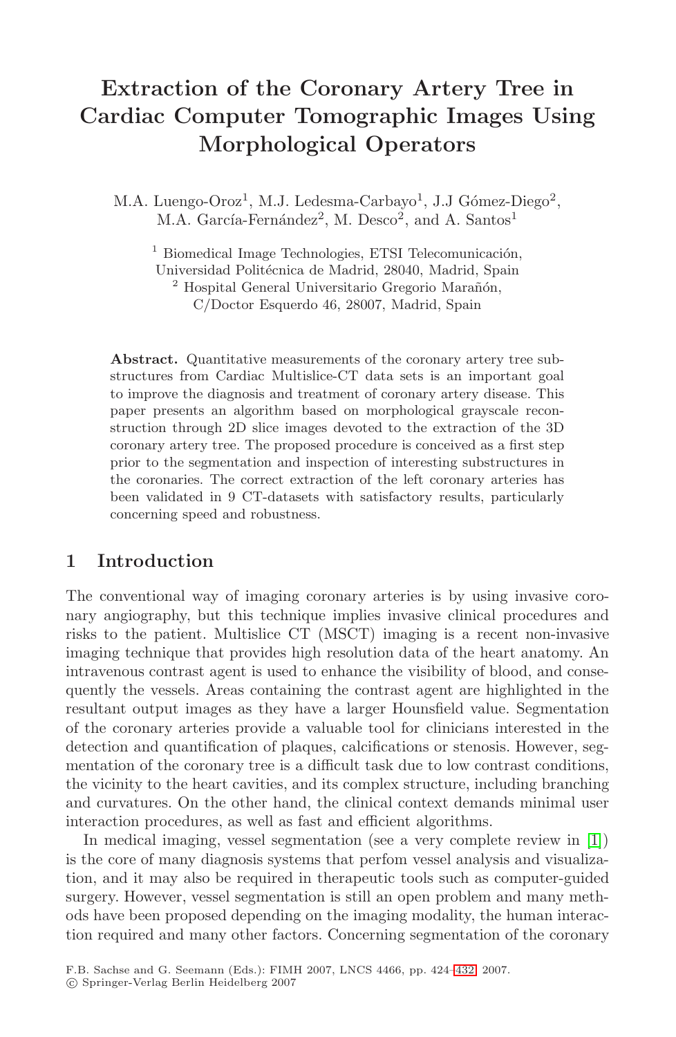# Extraction of the Coronary Artery Tree in Cardiac Computer Tomographic Images Using Morphological Operators

M.A. Luengo-Oroz[1], M.J. Ledesma-Carbayo[1], J.J Gómez-Diego[2], M.A. García-Fernández[2], M. Desco[2], and A. Santos[1]

[1] Biomedical Image Technologies, ETSI Telecomunicación, Universidad Politécnica de Madrid, 28040, Madrid, Spain
[2] Hospital General Universitario Gregorio Marañón, C/Doctor Esquerdo 46, 28007, Madrid, Spain

**Abstract.** Quantitative measurements of the coronary artery tree substructures from Cardiac Multislice-CT data sets is an important goal to improve the diagnosis and treatment of coronary artery disease. This paper presents an algorithm based on morphological grayscale reconstruction through 2D slice images devoted to the extraction of the 3D coronary artery tree. The proposed procedure is conceived as a first step prior to the segmentation and inspection of interesting substructures in the coronaries. The correct extraction of the left coronary arteries has been validated in 9 CT-datasets with satisfactory results, particularly concerning speed and robustness.

## 1 Introduction

The conventional way of imaging coronary arteries is by using invasive coronary angiography, but this technique implies invasive clinical procedures and risks to the patient. Multislice CT (MSCT) imaging is a recent non-invasive imaging technique that provides high resolution data of the heart anatomy. An intravenous contrast agent is used to enhance the visibility of blood, and consequently the vessels. Areas containing the contrast agent are highlighted in the resultant output images as they have a larger Hounsfield value. Segmentation of the coronary arteries provide a valuable tool for clinicians interested in the detection and quantification of plaques, calcifications or stenosis. However, segmentation of the coronary tree is a difficult task due to low contrast conditions, the vicinity to the heart cavities, and its complex structure, including branching and curvatures. On the other hand, the clinical context demands minimal user interaction procedures, as well as fast and efficient algorithms.

In medical imaging, vessel segmentation (see a very complete review in [1]) is the core of many diagnosis systems that perfom vessel analysis and visualization, and it may also be required in therapeutic tools such as computer-guided surgery. However, vessel segmentation is still an open problem and many methods have been proposed depending on the imaging modality, the human interaction required and many other factors. Concerning segmentation of the coronary

F.B. Sachse and G. Seemann (Eds.): FIMH 2007, LNCS 4466, pp. 424–432, 2007.
© Springer-Verlag Berlin Heidelberg 2007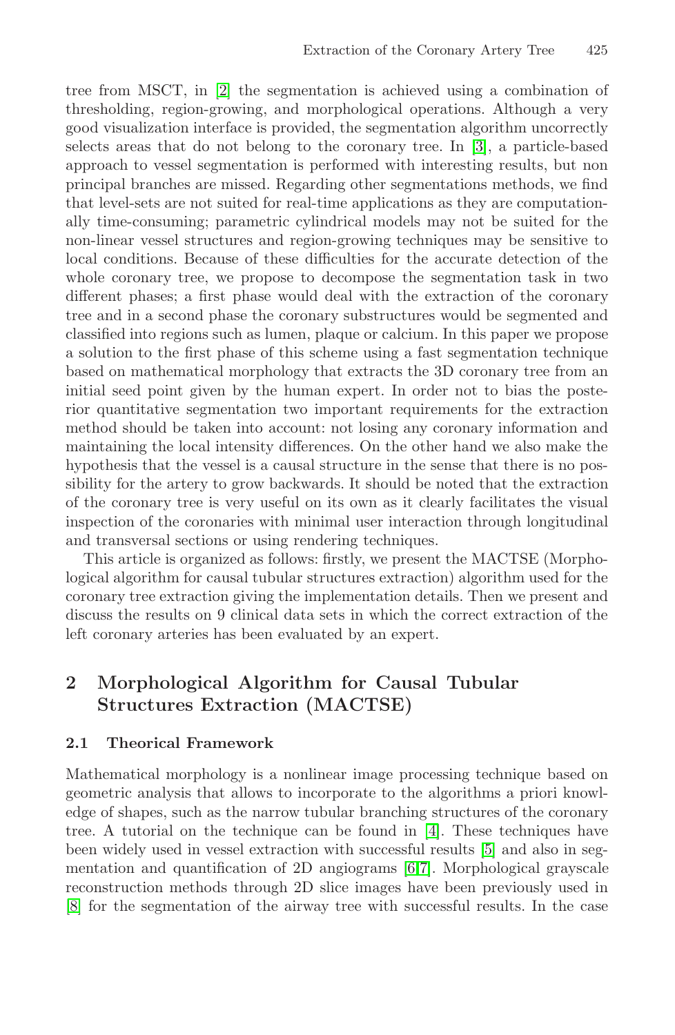tree from MSCT, in [2] the segmentation is achieved using a combination of thresholding, region-growing, and morphological operations. Although a very good visualization interface is provided, the segmentation algorithm uncorrectly selects areas that do not belong to the coronary tree. In [3], a particle-based approach to vessel segmentation is performed with interesting results, but non principal branches are missed. Regarding other segmentations methods, we find that level-sets are not suited for real-time applications as they are computationally time-consuming; parametric cylindrical models may not be suited for the non-linear vessel structures and region-growing techniques may be sensitive to local conditions. Because of these difficulties for the accurate detection of the whole coronary tree, we propose to decompose the segmentation task in two different phases; a first phase would deal with the extraction of the coronary tree and in a second phase the coronary substructures would be segmented and classified into regions such as lumen, plaque or calcium. In this paper we propose a solution to the first phase of this scheme using a fast segmentation technique based on mathematical morphology that extracts the 3D coronary tree from an initial seed point given by the human expert. In order not to bias the posterior quantitative segmentation two important requirements for the extraction method should be taken into account: not losing any coronary information and maintaining the local intensity differences. On the other hand we also make the hypothesis that the vessel is a causal structure in the sense that there is no possibility for the artery to grow backwards. It should be noted that the extraction of the coronary tree is very useful on its own as it clearly facilitates the visual inspection of the coronaries with minimal user interaction through longitudinal and transversal sections or using rendering techniques.

This article is organized as follows: firstly, we present the MACTSE (Morphological algorithm for causal tubular structures extraction) algorithm used for the coronary tree extraction giving the implementation details. Then we present and discuss the results on 9 clinical data sets in which the correct extraction of the left coronary arteries has been evaluated by an expert.

## 2 Morphological Algorithm for Causal Tubular Structures Extraction (MACTSE)

### 2.1 Theorical Framework

Mathematical morphology is a nonlinear image processing technique based on geometric analysis that allows to incorporate to the algorithms a priori knowledge of shapes, such as the narrow tubular branching structures of the coronary tree. A tutorial on the technique can be found in [4]. These techniques have been widely used in vessel extraction with successful results [5] and also in segmentation and quantification of 2D angiograms [6,7]. Morphological grayscale reconstruction methods through 2D slice images have been previously used in [8] for the segmentation of the airway tree with successful results. In the case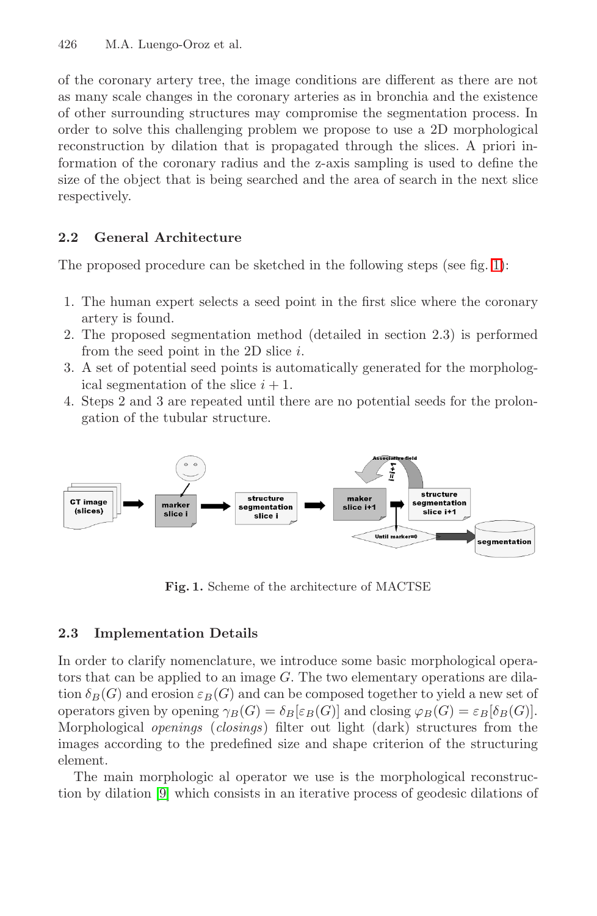of the coronary artery tree, the image conditions are different as there are not as many scale changes in the coronary arteries as in bronchia and the existence of other surrounding structures may compromise the segmentation process. In order to solve this challenging problem we propose to use a 2D morphological reconstruction by dilation that is propagated through the slices. A priori information of the coronary radius and the z-axis sampling is used to define the size of the object that is being searched and the area of search in the next slice respectively.

### 2.2 General Architecture

The proposed procedure can be sketched in the following steps (see fig. 1):

1. The human expert selects a seed point in the first slice where the coronary artery is found.
2. The proposed segmentation method (detailed in section 2.3) is performed from the seed point in the 2D slice $i$.
3. A set of potential seed points is automatically generated for the morphological segmentation of the slice $i+1$.
4. Steps 2 and 3 are repeated until there are no potential seeds for the prolongation of the tubular structure.

**Fig. 1.** Scheme of the architecture of MACTSE

### 2.3 Implementation Details

In order to clarify nomenclature, we introduce some basic morphological operators that can be applied to an image $G$. The two elementary operations are dilation $\delta_B(G)$ and erosion $\varepsilon_B(G)$ and can be composed together to yield a new set of operators given by opening $\gamma_B(G) = \delta_B[\varepsilon_B(G)]$ and closing $\varphi_B(G) = \varepsilon_B[\delta_B(G)]$. Morphological *openings* (*closings*) filter out light (dark) structures from the images according to the predefined size and shape criterion of the structuring element.

The main morphologic al operator we use is the morphological reconstruction by dilation [9] which consists in an iterative process of geodesic dilations of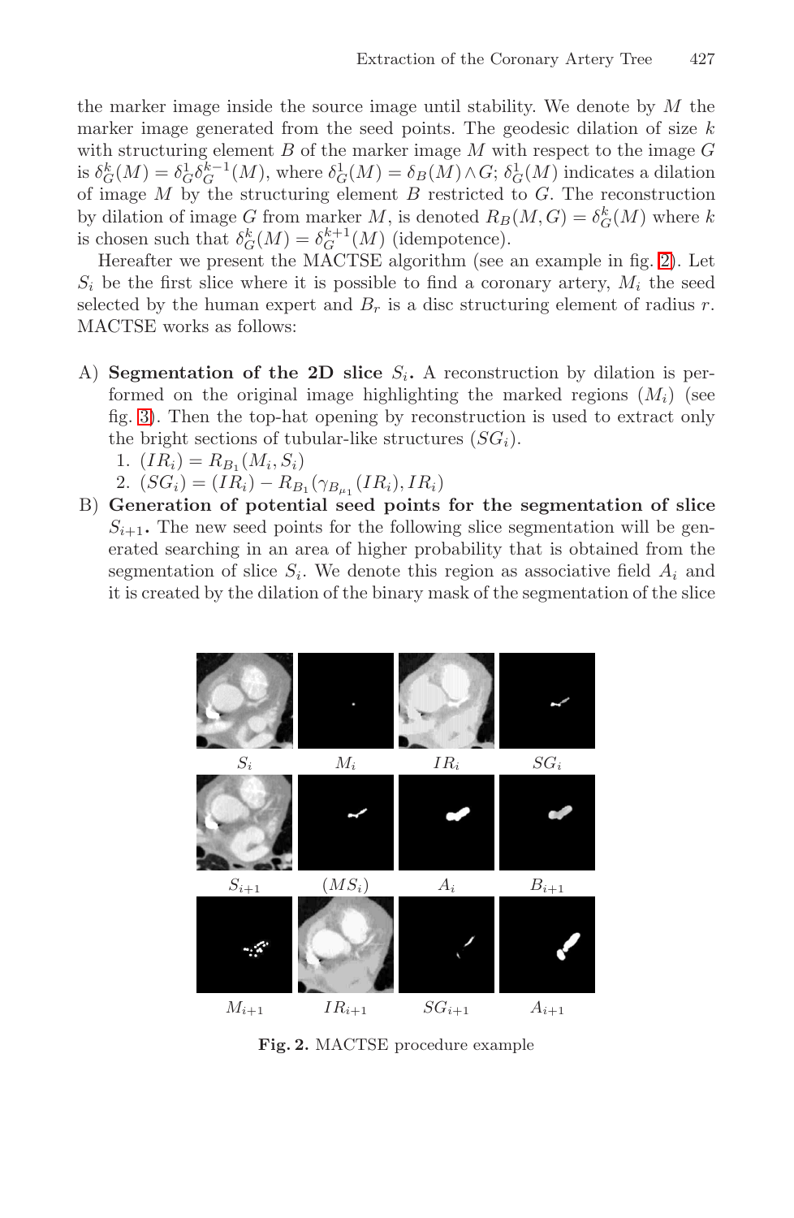the marker image inside the source image until stability. We denote by $M$ the marker image generated from the seed points. The geodesic dilation of size $k$ with structuring element $B$ of the marker image $M$ with respect to the image $G$ is $\delta_G^k(M) = \delta_G^1 \delta_G^{k-1}(M)$, where $\delta_G^1(M) = \delta_B(M) \wedge G$; $\delta_G^1(M)$ indicates a dilation of image $M$ by the structuring element $B$ restricted to $G$. The reconstruction by dilation of image $G$ from marker $M$, is denoted $R_B(M, G) = \delta_G^k(M)$ where $k$ is chosen such that $\delta_G^k(M) = \delta_G^{k+1}(M)$ (idempotence).

Hereafter we present the MACTSE algorithm (see an example in fig. 2). Let $S_i$ be the first slice where it is possible to find a coronary artery, $M_i$ the seed selected by the human expert and $B_r$ is a disc structuring element of radius $r$. MACTSE works as follows:

A) **Segmentation of the 2D slice $S_i$.** A reconstruction by dilation is performed on the original image highlighting the marked regions ($M_i$) (see fig. 3). Then the top-hat opening by reconstruction is used to extract only the bright sections of tubular-like structures ($SG_i$).
   1. $(IR_i) = R_{B_1}(M_i, S_i)$
   2. $(SG_i) = (IR_i) - R_{B_1}(\gamma_{B_{\mu_1}}(IR_i), IR_i)$

B) **Generation of potential seed points for the segmentation of slice $S_{i+1}$.** The new seed points for the following slice segmentation will be generated searching in an area of higher probability that is obtained from the segmentation of slice $S_i$. We denote this region as associative field $A_i$ and it is created by the dilation of the binary mask of the segmentation of the slice

**Fig. 2.** MACTSE procedure example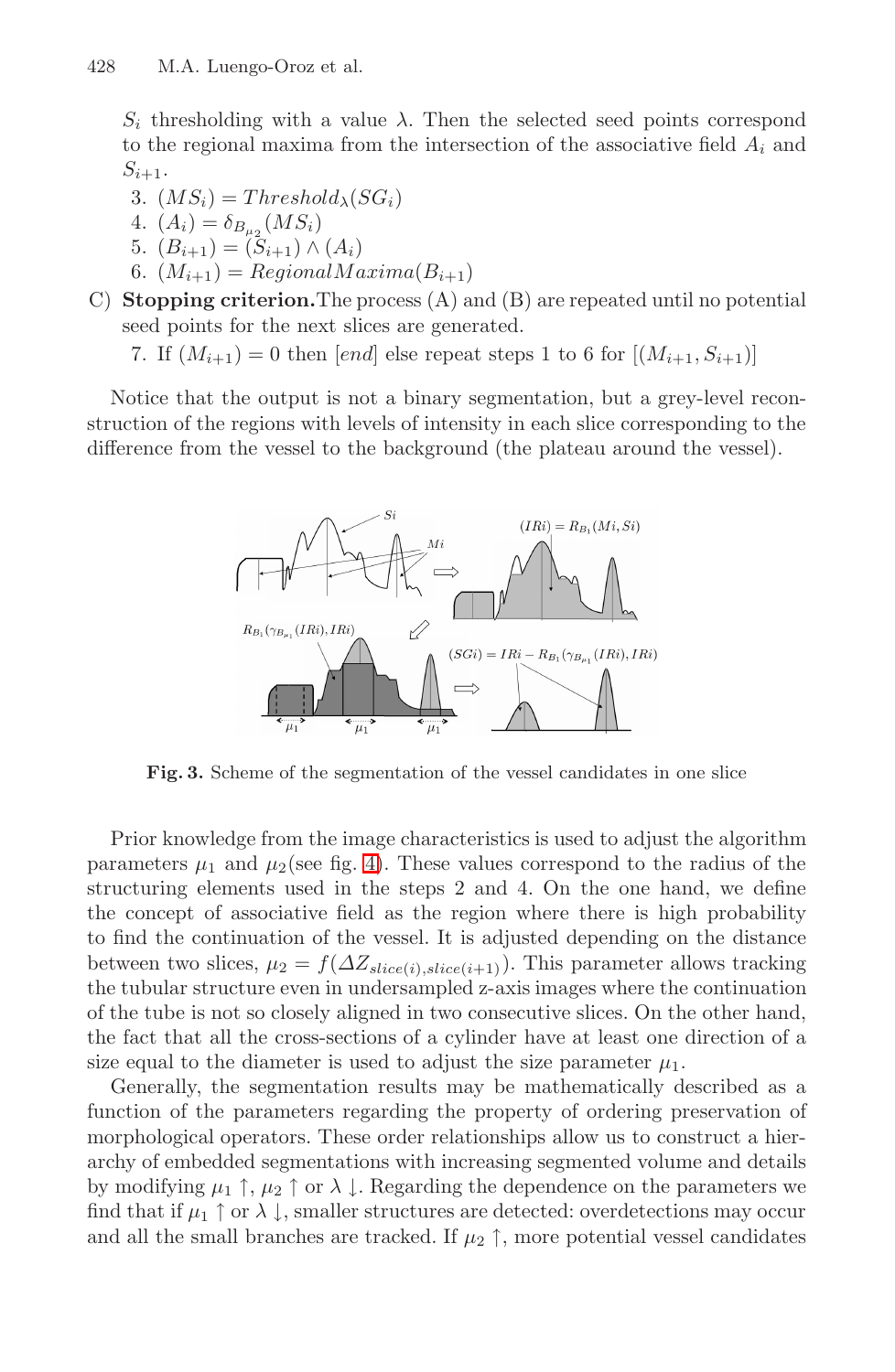$S_i$ thresholding with a value $\lambda$. Then the selected seed points correspond to the regional maxima from the intersection of the associative field $A_i$ and $S_{i+1}$.

3. $(MS_i) = Threshold_\lambda(SG_i)$
4. $(A_i) = \delta_{B_{\mu_2}}(MS_i)$
5. $(B_{i+1}) = (S_{i+1}) \wedge (A_i)$
6. $(M_{i+1}) = RegionalMaxima(B_{i+1})$

C) **Stopping criterion.** The process (A) and (B) are repeated until no potential seed points for the next slices are generated.

7. If $(M_{i+1}) = 0$ then $[end]$ else repeat steps 1 to 6 for $[(M_{i+1}, S_{i+1})]$

Notice that the output is not a binary segmentation, but a grey-level reconstruction of the regions with levels of intensity in each slice corresponding to the difference from the vessel to the background (the plateau around the vessel).

**Fig. 3.** Scheme of the segmentation of the vessel candidates in one slice

Prior knowledge from the image characteristics is used to adjust the algorithm parameters $\mu_1$ and $\mu_2$(see fig. 4). These values correspond to the radius of the structuring elements used in the steps 2 and 4. On the one hand, we define the concept of associative field as the region where there is high probability to find the continuation of the vessel. It is adjusted depending on the distance between two slices, $\mu_2 = f(\Delta Z_{slice(i),slice(i+1)})$. This parameter allows tracking the tubular structure even in undersampled z-axis images where the continuation of the tube is not so closely aligned in two consecutive slices. On the other hand, the fact that all the cross-sections of a cylinder have at least one direction of a size equal to the diameter is used to adjust the size parameter $\mu_1$.

Generally, the segmentation results may be mathematically described as a function of the parameters regarding the property of ordering preservation of morphological operators. These order relationships allow us to construct a hierarchy of embedded segmentations with increasing segmented volume and details by modifying $\mu_1 \uparrow$, $\mu_2 \uparrow$ or $\lambda \downarrow$. Regarding the dependence on the parameters we find that if $\mu_1 \uparrow$ or $\lambda \downarrow$, smaller structures are detected: overdetections may occur and all the small branches are tracked. If $\mu_2 \uparrow$, more potential vessel candidates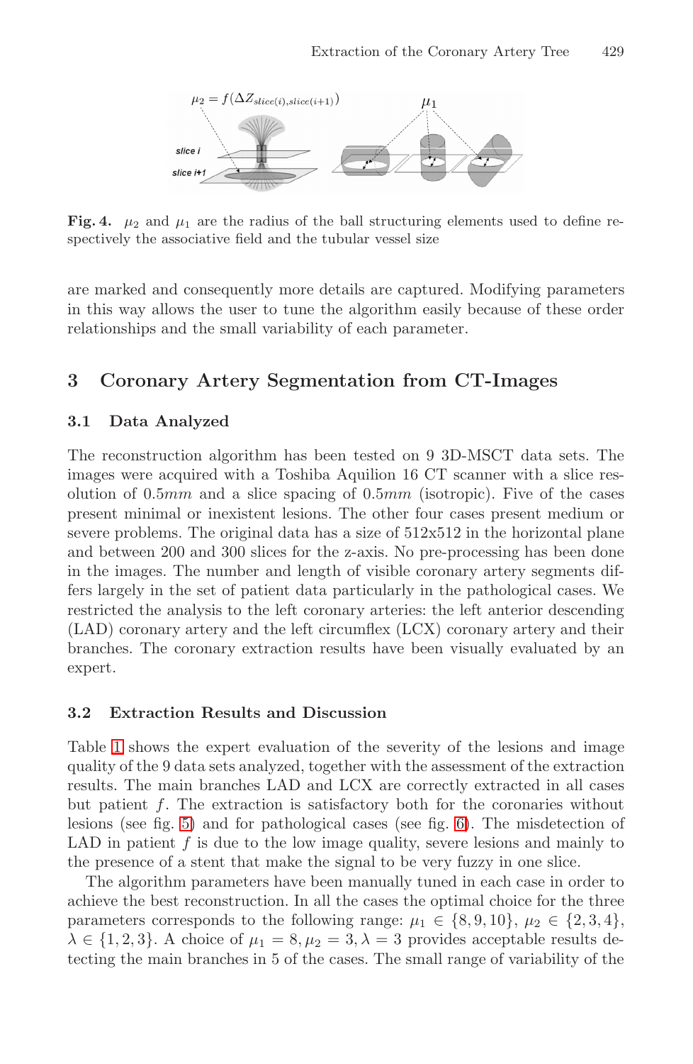**Fig. 4.** $\mu_2$ and $\mu_1$ are the radius of the ball structuring elements used to define respectively the associative field and the tubular vessel size

are marked and consequently more details are captured. Modifying parameters in this way allows the user to tune the algorithm easily because of these order relationships and the small variability of each parameter.

## 3 Coronary Artery Segmentation from CT-Images

### 3.1 Data Analyzed

The reconstruction algorithm has been tested on 9 3D-MSCT data sets. The images were acquired with a Toshiba Aquilion 16 CT scanner with a slice resolution of $0.5mm$ and a slice spacing of $0.5mm$ (isotropic). Five of the cases present minimal or inexistent lesions. The other four cases present medium or severe problems. The original data has a size of 512x512 in the horizontal plane and between 200 and 300 slices for the z-axis. No pre-processing has been done in the images. The number and length of visible coronary artery segments differs largely in the set of patient data particularly in the pathological cases. We restricted the analysis to the left coronary arteries: the left anterior descending (LAD) coronary artery and the left circumflex (LCX) coronary artery and their branches. The coronary extraction results have been visually evaluated by an expert.

### 3.2 Extraction Results and Discussion

Table 1 shows the expert evaluation of the severity of the lesions and image quality of the 9 data sets analyzed, together with the assessment of the extraction results. The main branches LAD and LCX are correctly extracted in all cases but patient $f$. The extraction is satisfactory both for the coronaries without lesions (see fig. 5) and for pathological cases (see fig. 6). The misdetection of LAD in patient $f$ is due to the low image quality, severe lesions and mainly to the presence of a stent that make the signal to be very fuzzy in one slice.

The algorithm parameters have been manually tuned in each case in order to achieve the best reconstruction. In all the cases the optimal choice for the three parameters corresponds to the following range: $\mu_1 \in \{8, 9, 10\}$, $\mu_2 \in \{2, 3, 4\}$, $\lambda \in \{1, 2, 3\}$. A choice of $\mu_1 = 8, \mu_2 = 3, \lambda = 3$ provides acceptable results detecting the main branches in 5 of the cases. The small range of variability of the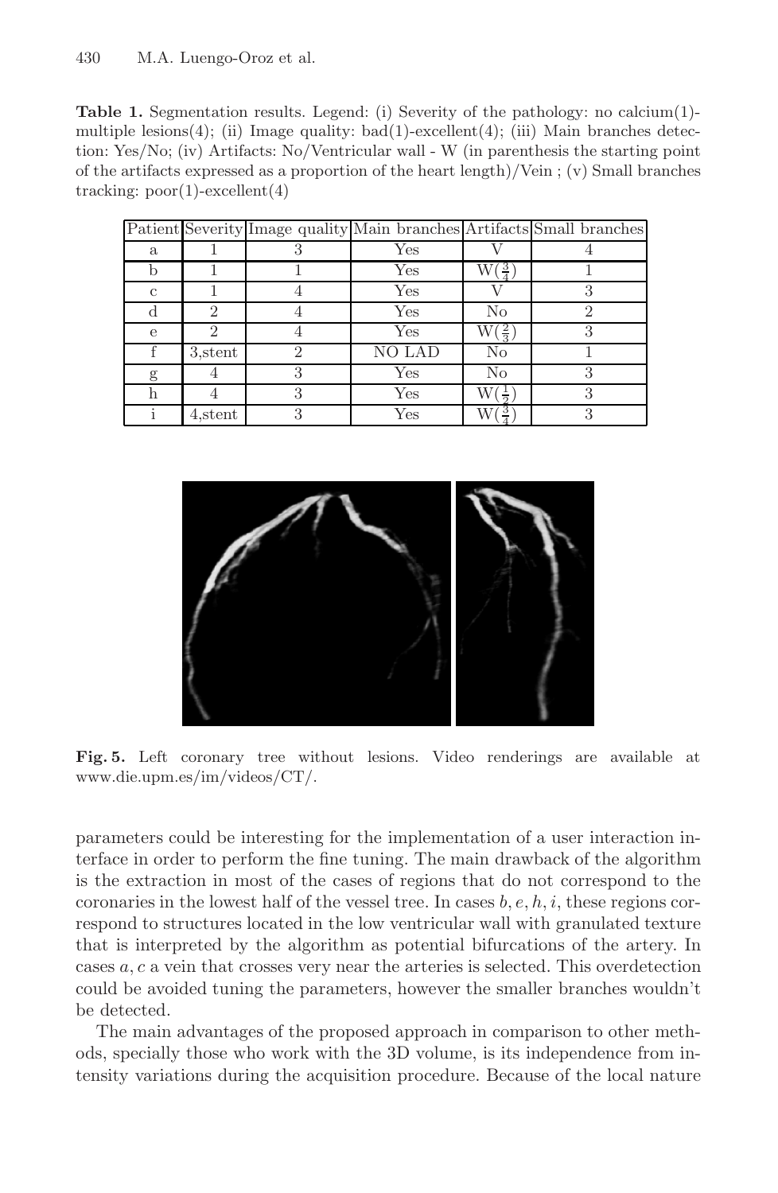**Table 1.** Segmentation results. Legend: (i) Severity of the pathology: no calcium(1)-multiple lesions(4); (ii) Image quality: bad(1)-excellent(4); (iii) Main branches detection: Yes/No; (iv) Artifacts: No/Ventricular wall - W (in parenthesis the starting point of the artifacts expressed as a proportion of the heart length)/Vein ; (v) Small branches tracking: poor(1)-excellent(4)

| Patient | Severity | Image quality | Main branches | Artifacts | Small branches |
|---|---|---|---|---|---|
| a | 1 | 3 | Yes | V | 4 |
| b | 1 | 1 | Yes | W($\frac{3}{4}$) | 1 |
| c | 1 | 4 | Yes | V | 3 |
| d | 2 | 4 | Yes | No | 2 |
| e | 2 | 4 | Yes | W($\frac{2}{3}$) | 3 |
| f | 3,stent | 2 | NO LAD | No | 1 |
| g | 4 | 3 | Yes | No | 3 |
| h | 4 | 3 | Yes | W($\frac{1}{2}$) | 3 |
| i | 4,stent | 3 | Yes | W($\frac{3}{4}$) | 3 |

**Fig. 5.** Left coronary tree without lesions. Video renderings are available at www.die.upm.es/im/videos/CT/.

parameters could be interesting for the implementation of a user interaction interface in order to perform the fine tuning. The main drawback of the algorithm is the extraction in most of the cases of regions that do not correspond to the coronaries in the lowest half of the vessel tree. In cases $b, e, h, i$, these regions correspond to structures located in the low ventricular wall with granulated texture that is interpreted by the algorithm as potential bifurcations of the artery. In cases $a, c$ a vein that crosses very near the arteries is selected. This overdetection could be avoided tuning the parameters, however the smaller branches wouldn't be detected.

The main advantages of the proposed approach in comparison to other methods, specially those who work with the 3D volume, is its independence from intensity variations during the acquisition procedure. Because of the local nature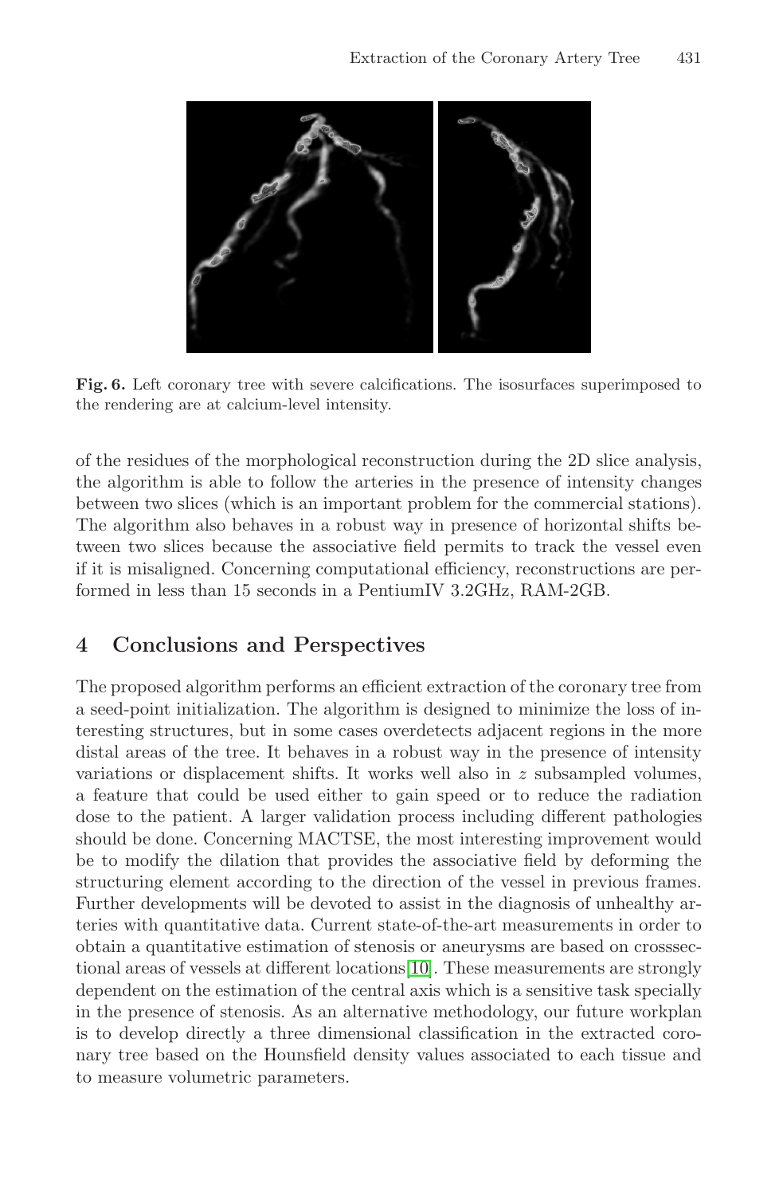Fig. 6. Left coronary tree with severe calcifications. The isosurfaces superimposed to the rendering are at calcium-level intensity.

of the residues of the morphological reconstruction during the 2D slice analysis, the algorithm is able to follow the arteries in the presence of intensity changes between two slices (which is an important problem for the commercial stations). The algorithm also behaves in a robust way in presence of horizontal shifts between two slices because the associative field permits to track the vessel even if it is misaligned. Concerning computational efficiency, reconstructions are performed in less than 15 seconds in a PentiumIV 3.2GHz, RAM-2GB.

## 4 Conclusions and Perspectives

The proposed algorithm performs an efficient extraction of the coronary tree from a seed-point initialization. The algorithm is designed to minimize the loss of interesting structures, but in some cases overdetects adjacent regions in the more distal areas of the tree. It behaves in a robust way in the presence of intensity variations or displacement shifts. It works well also in $z$ subsampled volumes, a feature that could be used either to gain speed or to reduce the radiation dose to the patient. A larger validation process including different pathologies should be done. Concerning MACTSE, the most interesting improvement would be to modify the dilation that provides the associative field by deforming the structuring element according to the direction of the vessel in previous frames. Further developments will be devoted to assist in the diagnosis of unhealthy arteries with quantitative data. Current state-of-the-art measurements in order to obtain a quantitative estimation of stenosis or aneurysms are based on crosssectional areas of vessels at different locations[10]. These measurements are strongly dependent on the estimation of the central axis which is a sensitive task specially in the presence of stenosis. As an alternative methodology, our future workplan is to develop directly a three dimensional classification in the extracted coronary tree based on the Hounsfield density values associated to each tissue and to measure volumetric parameters.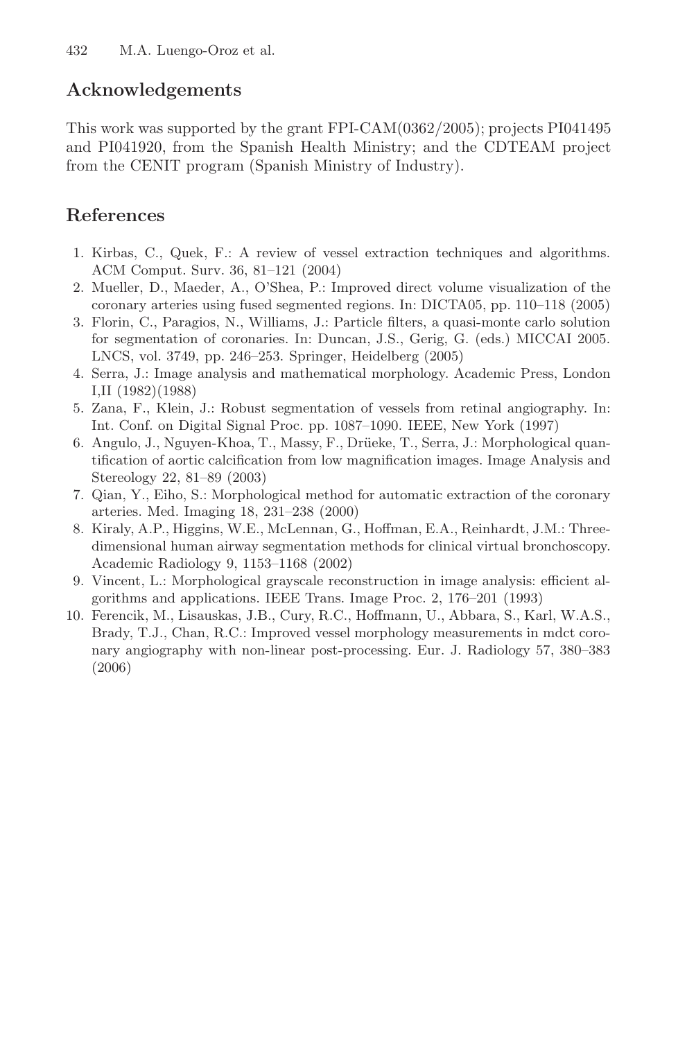## Acknowledgements

This work was supported by the grant FPI-CAM(0362/2005); projects PI041495 and PI041920, from the Spanish Health Ministry; and the CDTEAM project from the CENIT program (Spanish Ministry of Industry).

## References

1. Kirbas, C., Quek, F.: A review of vessel extraction techniques and algorithms. ACM Comput. Surv. 36, 81–121 (2004)
2. Mueller, D., Maeder, A., O'Shea, P.: Improved direct volume visualization of the coronary arteries using fused segmented regions. In: DICTA05, pp. 110–118 (2005)
3. Florin, C., Paragios, N., Williams, J.: Particle filters, a quasi-monte carlo solution for segmentation of coronaries. In: Duncan, J.S., Gerig, G. (eds.) MICCAI 2005. LNCS, vol. 3749, pp. 246–253. Springer, Heidelberg (2005)
4. Serra, J.: Image analysis and mathematical morphology. Academic Press, London I,II (1982)(1988)
5. Zana, F., Klein, J.: Robust segmentation of vessels from retinal angiography. In: Int. Conf. on Digital Signal Proc. pp. 1087–1090. IEEE, New York (1997)
6. Angulo, J., Nguyen-Khoa, T., Massy, F., Drüeke, T., Serra, J.: Morphological quantification of aortic calcification from low magnification images. Image Analysis and Stereology 22, 81–89 (2003)
7. Qian, Y., Eiho, S.: Morphological method for automatic extraction of the coronary arteries. Med. Imaging 18, 231–238 (2000)
8. Kiraly, A.P., Higgins, W.E., McLennan, G., Hoffman, E.A., Reinhardt, J.M.: Three-dimensional human airway segmentation methods for clinical virtual bronchoscopy. Academic Radiology 9, 1153–1168 (2002)
9. Vincent, L.: Morphological grayscale reconstruction in image analysis: efficient algorithms and applications. IEEE Trans. Image Proc. 2, 176–201 (1993)
10. Ferencik, M., Lisauskas, J.B., Cury, R.C., Hoffmann, U., Abbara, S., Karl, W.A.S., Brady, T.J., Chan, R.C.: Improved vessel morphology measurements in mdct coronary angiography with non-linear post-processing. Eur. J. Radiology 57, 380–383 (2006)